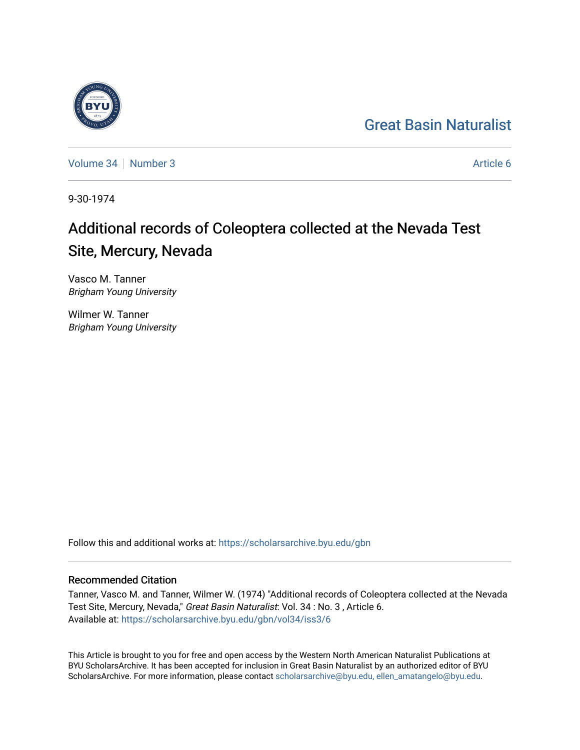Great Basin Naturalist

Volume 34 | Number 3 Article 6

9-30-1974

# Additional records of Coleoptera collected at the Nevada Test Site, Mercury, Nevada

Vasco M. Tanner
*Brigham Young University*

Wilmer W. Tanner
*Brigham Young University*

Follow this and additional works at: https://scholarsarchive.byu.edu/gbn

## Recommended Citation

Tanner, Vasco M. and Tanner, Wilmer W. (1974) "Additional records of Coleoptera collected at the Nevada Test Site, Mercury, Nevada," *Great Basin Naturalist*: Vol. 34 : No. 3 , Article 6.
Available at: https://scholarsarchive.byu.edu/gbn/vol34/iss3/6

This Article is brought to you for free and open access by the Western North American Naturalist Publications at BYU ScholarsArchive. It has been accepted for inclusion in Great Basin Naturalist by an authorized editor of BYU ScholarsArchive. For more information, please contact scholarsarchive@byu.edu, ellen_amatangelo@byu.edu.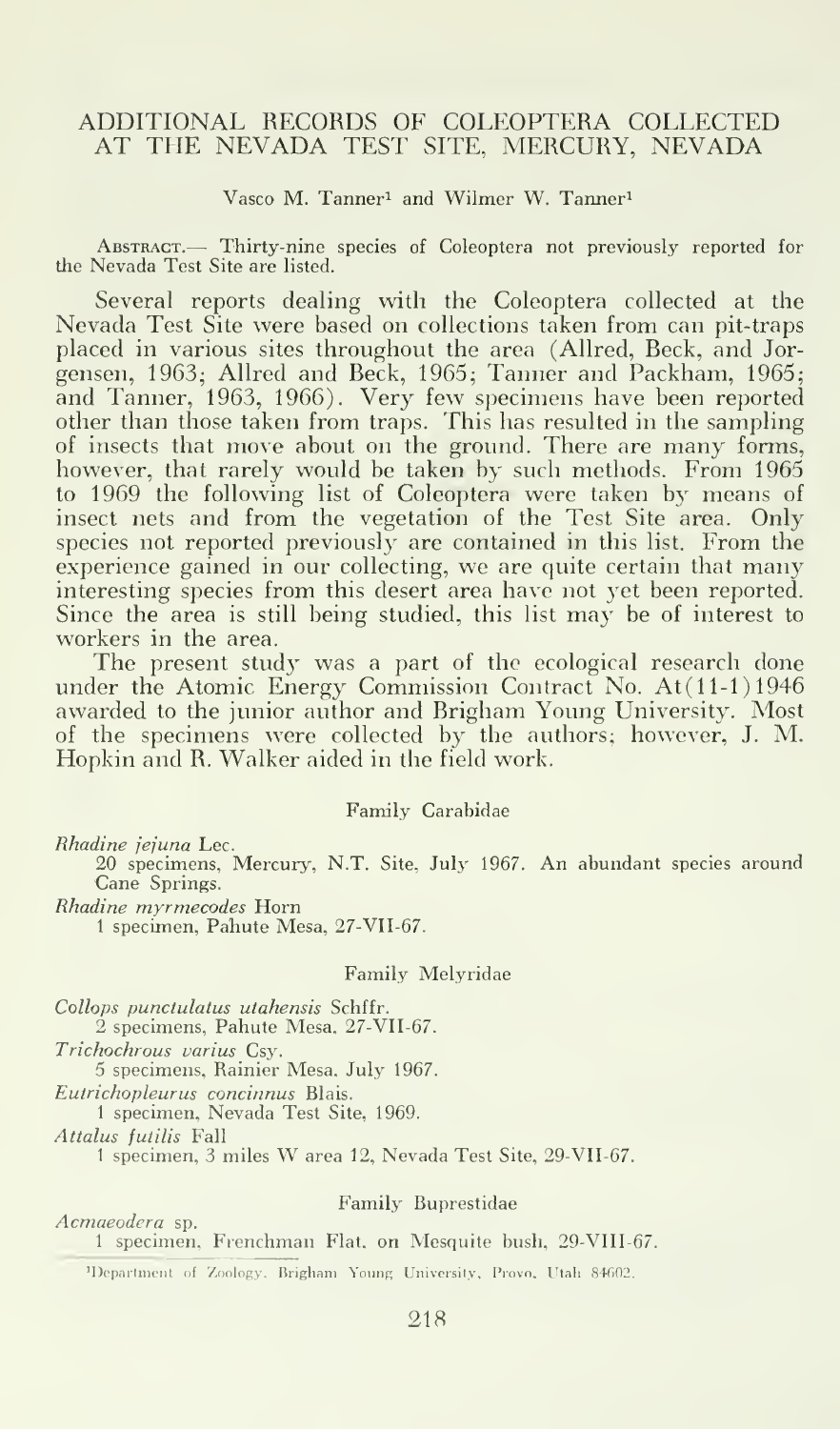# ADDITIONAL RECORDS OF COLEOPTERA COLLECTED AT THE NEVADA TEST SITE, MERCURY, NEVADA

Vasco M. Tanner[1] and Wilmer W. Tanner[1]

ABSTRACT.— Thirty-nine species of Coleoptera not previously reported for the Nevada Test Site are listed.

Several reports dealing with the Coleoptera collected at the Nevada Test Site were based on collections taken from can pit-traps placed in various sites throughout the area (Allred, Beck, and Jorgensen, 1963; Allred and Beck, 1965; Tanner and Packham, 1965; and Tanner, 1963, 1966). Very few specimens have been reported other than those taken from traps. This has resulted in the sampling of insects that move about on the ground. There are many forms, however, that rarely would be taken by such methods. From 1965 to 1969 the following list of Coleoptera were taken by means of insect nets and from the vegetation of the Test Site area. Only species not reported previously are contained in this list. From the experience gained in our collecting, we are quite certain that many interesting species from this desert area have not yet been reported. Since the area is still being studied, this list may be of interest to workers in the area.

The present study was a part of the ecological research done under the Atomic Energy Commission Contract No. At(11-1)1946 awarded to the junior author and Brigham Young University. Most of the specimens were collected by the authors; however, J. M. Hopkin and R. Walker aided in the field work.

### Family Carabidae

*Rhadine jejuna* Lec.
20 specimens, Mercury, N.T. Site, July 1967. An abundant species around Cane Springs.

*Rhadine myrmecodes* Horn
1 specimen, Pahute Mesa, 27-VII-67.

### Family Melyridae

*Collops punctulatus utahensis* Schffr.
2 specimens, Pahute Mesa, 27-VII-67.

*Trichochrous varius* Csy.
5 specimens, Rainier Mesa, July 1967.

*Eutrichopleurus concinnus* Blais.
1 specimen, Nevada Test Site, 1969.

*Attalus futilis* Fall
1 specimen, 3 miles W area 12, Nevada Test Site, 29-VII-67.

### Family Buprestidae

*Acmaeodera* sp.
1 specimen, Frenchman Flat, on Mesquite bush, 29-VIII-67.

[1] Department of Zoology, Brigham Young University, Provo, Utah 84602.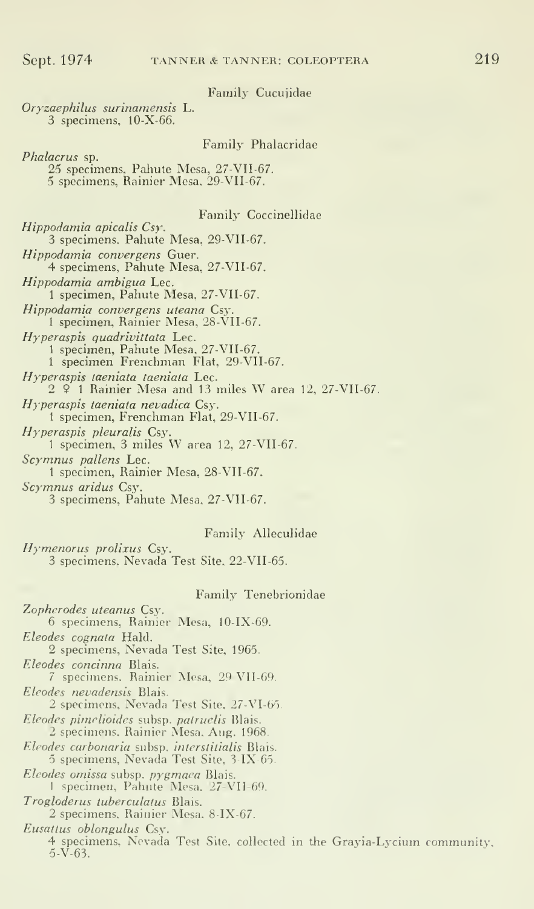### Family Cucujidae

*Oryzaephilus surinamensis* L.
3 specimens, 10-X-66.

### Family Phalacridae

*Phalacrus* sp.
25 specimens, Pahute Mesa, 27-VII-67.
5 specimens, Rainier Mesa, 29-VII-67.

### Family Coccinellidae

*Hippodamia apicalis* Csy.
3 specimens, Pahute Mesa, 29-VII-67.

*Hippodamia convergens* Guer.
4 specimens, Pahute Mesa, 27-VII-67.

*Hippodamia ambigua* Lec.
1 specimen, Pahute Mesa, 27-VII-67.

*Hippodamia convergens uteana* Csy.
1 specimen, Rainier Mesa, 28-VII-67.

*Hyperaspis quadrivittata* Lec.
1 specimen, Pahute Mesa, 27-VII-67.
1 specimen Frenchman Flat, 29-VII-67.

*Hyperaspis taeniata taeniata* Lec.
2 ♀ 1 Rainier Mesa and 13 miles W area 12, 27-VII-67.

*Hyperaspis taeniata nevadica* Csy.
1 specimen, Frenchman Flat, 29-VII-67.

*Hyperaspis pleuralis* Csy.
1 specimen, 3 miles W area 12, 27-VII-67.

*Scymnus pallens* Lec.
1 specimen, Rainier Mesa, 28-VII-67.

*Scymnus aridus* Csy.
3 specimens, Pahute Mesa, 27-VII-67.

### Family Alleculidae

*Hymenorus prolixus* Csy.
3 specimens, Nevada Test Site, 22-VII-65.

### Family Tenebrionidae

*Zopherodes uteanus* Csy.
6 specimens, Rainier Mesa, 10-IX-69.

*Eleodes cognata* Hald.
2 specimens, Nevada Test Site, 1965.

*Eleodes concinna* Blais.
7 specimens, Rainier Mesa, 29-VII-69.

*Eleodes nevadensis* Blais.
2 specimens, Nevada Test Site, 27-VI-65.

*Eleodes pimelioides* subsp. *patruelis* Blais.
2 specimens, Rainier Mesa, Aug. 1968.

*Eleodes carbonaria* subsp. *interstitialis* Blais.
5 specimens, Nevada Test Site, 3-IX-65.

*Eleodes omissa* subsp. *pygmaea* Blais.
1 specimen, Pahute Mesa, 27-VII-69.

*Trogloderus tuberculatus* Blais.
2 specimens, Rainier Mesa, 8-IX-67.

*Eusattus oblongulus* Csy.
4 specimens, Nevada Test Site, collected in the Grayia-Lycium community, 5-V-63.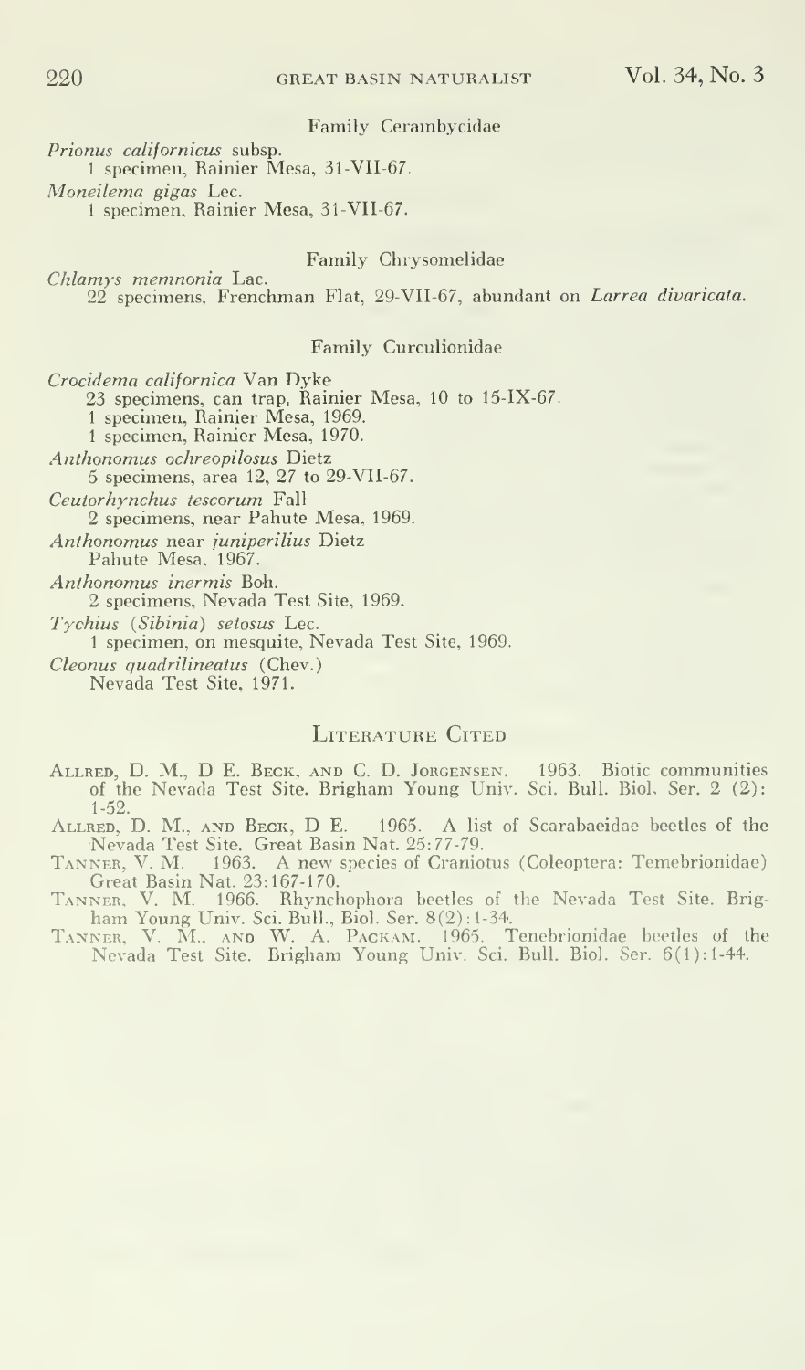Family Cerambycidae

*Prionus californicus* subsp.
1 specimen, Rainier Mesa, 31-VII-67.

*Moneilema gigas* Lec.
1 specimen, Rainier Mesa, 31-VII-67.

Family Chrysomelidae

*Chlamys memnonia* Lac.
22 specimens, Frenchman Flat, 29-VII-67, abundant on *Larrea divaricata*.

Family Curculionidae

*Crocidema californica* Van Dyke
23 specimens, can trap, Rainier Mesa, 10 to 15-IX-67.
1 specimen, Rainier Mesa, 1969.
1 specimen, Rainier Mesa, 1970.

*Anthonomus ochreopilosus* Dietz
5 specimens, area 12, 27 to 29-VII-67.

*Ceutorhynchus tescorum* Fall
2 specimens, near Pahute Mesa, 1969.

*Anthonomus* near *juniperilius* Dietz
Pahute Mesa, 1967.

*Anthonomus inermis* Boh.
2 specimens, Nevada Test Site, 1969.

*Tychius* (*Sibinia*) *setosus* Lec.
1 specimen, on mesquite, Nevada Test Site, 1969.

*Cleonus quadrilineatus* (Chev.)
Nevada Test Site, 1971.

## Literature Cited

Allred, D. M., D E. Beck, and C. D. Jorgensen. 1963. Biotic communities of the Nevada Test Site. Brigham Young Univ. Sci. Bull. Biol. Ser. 2 (2): 1-52.

Allred, D. M., and Beck, D. E. 1965. A list of Scarabaeidae beetles of the Nevada Test Site. Great Basin Nat. 25:77-79.

Tanner, V. M. 1963. A new species of Craniotus (Coleoptera: Temebrionidae) Great Basin Nat. 23:167-170.

Tanner, V. M. 1966. Rhynchophora beetles of the Nevada Test Site. Brigham Young Univ. Sci. Bull., Biol. Ser. 8(2):1-34.

Tanner, V. M., and W. A. Packam. 1965. Tenebrionidae beetles of the Nevada Test Site. Brigham Young Univ. Sci. Bull. Biol. Ser. 6(1):1-44.